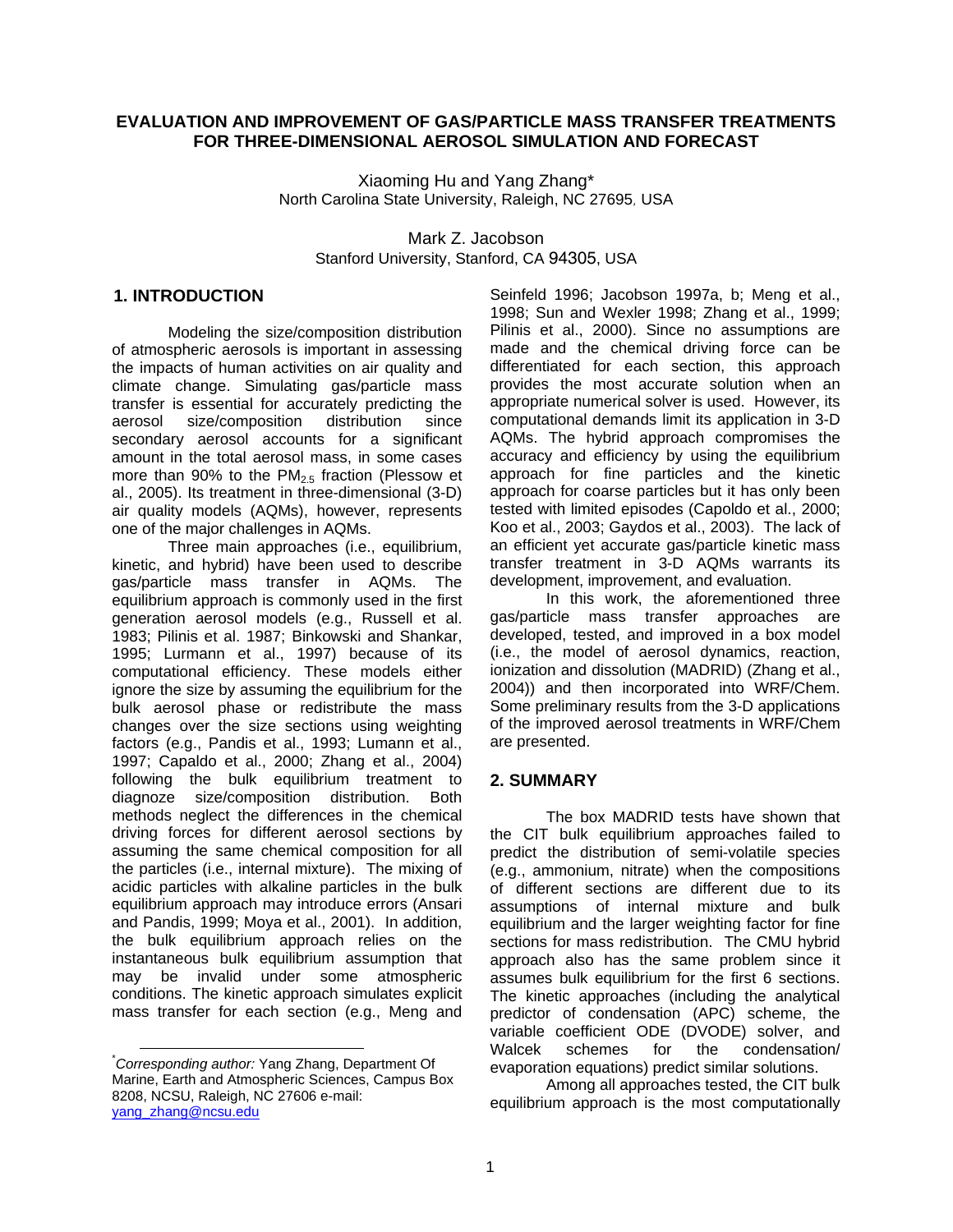# EVALUATION AND IMPROVEMENT OF GAS/PARTICLE MASS TRANSFER TREATMENTS FOR THREE-DIMENSIONAL AEROSOL SIMULATION AND FORECAST

Xiaoming Hu and Yang Zhang*
North Carolina State University, Raleigh, NC 27695, USA

Mark Z. Jacobson
Stanford University, Stanford, CA 94305, USA

## 1. INTRODUCTION

Modeling the size/composition distribution of atmospheric aerosols is important in assessing the impacts of human activities on air quality and climate change. Simulating gas/particle mass transfer is essential for accurately predicting the aerosol size/composition distribution since secondary aerosol accounts for a significant amount in the total aerosol mass, in some cases more than 90% to the $PM_{2.5}$ fraction (Plessow et al., 2005). Its treatment in three-dimensional (3-D) air quality models (AQMs), however, represents one of the major challenges in AQMs.

Three main approaches (i.e., equilibrium, kinetic, and hybrid) have been used to describe gas/particle mass transfer in AQMs. The equilibrium approach is commonly used in the first generation aerosol models (e.g., Russell et al. 1983; Pilinis et al. 1987; Binkowski and Shankar, 1995; Lurmann et al., 1997) because of its computational efficiency. These models either ignore the size by assuming the equilibrium for the bulk aerosol phase or redistribute the mass changes over the size sections using weighting factors (e.g., Pandis et al., 1993; Lumann et al., 1997; Capaldo et al., 2000; Zhang et al., 2004) following the bulk equilibrium treatment to diagnoze size/composition distribution. Both methods neglect the differences in the chemical driving forces for different aerosol sections by assuming the same chemical composition for all the particles (i.e., internal mixture). The mixing of acidic particles with alkaline particles in the bulk equilibrium approach may introduce errors (Ansari and Pandis, 1999; Moya et al., 2001). In addition, the bulk equilibrium approach relies on the instantaneous bulk equilibrium assumption that may be invalid under some atmospheric conditions. The kinetic approach simulates explicit mass transfer for each section (e.g., Meng and Seinfeld 1996; Jacobson 1997a, b; Meng et al., 1998; Sun and Wexler 1998; Zhang et al., 1999; Pilinis et al., 2000). Since no assumptions are made and the chemical driving force can be differentiated for each section, this approach provides the most accurate solution when an appropriate numerical solver is used. However, its computational demands limit its application in 3-D AQMs. The hybrid approach compromises the accuracy and efficiency by using the equilibrium approach for fine particles and the kinetic approach for coarse particles but it has only been tested with limited episodes (Capoldo et al., 2000; Koo et al., 2003; Gaydos et al., 2003). The lack of an efficient yet accurate gas/particle kinetic mass transfer treatment in 3-D AQMs warrants its development, improvement, and evaluation.

In this work, the aforementioned three gas/particle mass transfer approaches are developed, tested, and improved in a box model (i.e., the model of aerosol dynamics, reaction, ionization and dissolution (MADRID) (Zhang et al., 2004)) and then incorporated into WRF/Chem. Some preliminary results from the 3-D applications of the improved aerosol treatments in WRF/Chem are presented.

*\*Corresponding author:* Yang Zhang, Department Of Marine, Earth and Atmospheric Sciences, Campus Box 8208, NCSU, Raleigh, NC 27606 e-mail: yang_zhang@ncsu.edu

## 2. SUMMARY

The box MADRID tests have shown that the CIT bulk equilibrium approaches failed to predict the distribution of semi-volatile species (e.g., ammonium, nitrate) when the compositions of different sections are different due to its assumptions of internal mixture and bulk equilibrium and the larger weighting factor for fine sections for mass redistribution. The CMU hybrid approach also has the same problem since it assumes bulk equilibrium for the first 6 sections. The kinetic approaches (including the analytical predictor of condensation (APC) scheme, the variable coefficient ODE (DVODE) solver, and Walcek schemes for the condensation/ evaporation equations) predict similar solutions.

Among all approaches tested, the CIT bulk equilibrium approach is the most computationally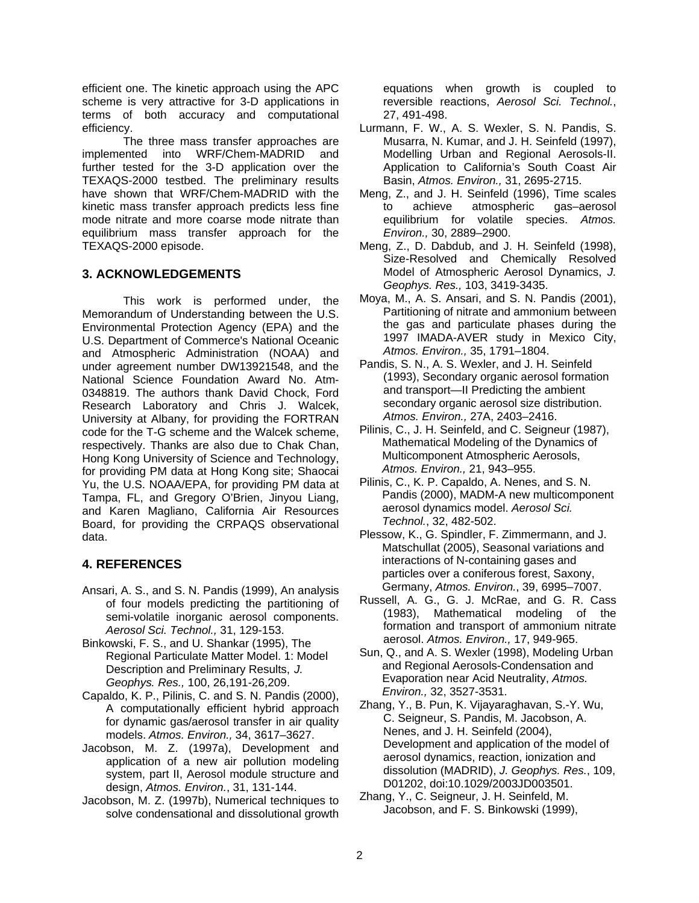efficient one. The kinetic approach using the APC scheme is very attractive for 3-D applications in terms of both accuracy and computational efficiency.

The three mass transfer approaches are implemented into WRF/Chem-MADRID and further tested for the 3-D application over the TEXAQS-2000 testbed. The preliminary results have shown that WRF/Chem-MADRID with the kinetic mass transfer approach predicts less fine mode nitrate and more coarse mode nitrate than equilibrium mass transfer approach for the TEXAQS-2000 episode.

## 3. ACKNOWLEDGEMENTS

This work is performed under, the Memorandum of Understanding between the U.S. Environmental Protection Agency (EPA) and the U.S. Department of Commerce's National Oceanic and Atmospheric Administration (NOAA) and under agreement number DW13921548, and the National Science Foundation Award No. Atm-0348819. The authors thank David Chock, Ford Research Laboratory and Chris J. Walcek, University at Albany, for providing the FORTRAN code for the T-G scheme and the Walcek scheme, respectively. Thanks are also due to Chak Chan, Hong Kong University of Science and Technology, for providing PM data at Hong Kong site; Shaocai Yu, the U.S. NOAA/EPA, for providing PM data at Tampa, FL, and Gregory O'Brien, Jinyou Liang, and Karen Magliano, California Air Resources Board, for providing the CRPAQS observational data.

## 4. REFERENCES

Ansari, A. S., and S. N. Pandis (1999), An analysis of four models predicting the partitioning of semi-volatile inorganic aerosol components. *Aerosol Sci. Technol.,* 31, 129-153.

Binkowski, F. S., and U. Shankar (1995), The Regional Particulate Matter Model. 1: Model Description and Preliminary Results, *J. Geophys. Res.,* 100, 26,191-26,209.

Capaldo, K. P., Pilinis, C. and S. N. Pandis (2000), A computationally efficient hybrid approach for dynamic gas/aerosol transfer in air quality models. *Atmos. Environ.,* 34, 3617–3627.

Jacobson, M. Z. (1997a), Development and application of a new air pollution modeling system, part II, Aerosol module structure and design, *Atmos. Environ.*, 31, 131-144.

Jacobson, M. Z. (1997b), Numerical techniques to solve condensational and dissolutional growth equations when growth is coupled to reversible reactions, *Aerosol Sci. Technol.*, 27, 491-498.

Lurmann, F. W., A. S. Wexler, S. N. Pandis, S. Musarra, N. Kumar, and J. H. Seinfeld (1997), Modelling Urban and Regional Aerosols-II. Application to California's South Coast Air Basin, *Atmos. Environ.,* 31, 2695-2715.

Meng, Z., and J. H. Seinfeld (1996), Time scales to achieve atmospheric gas–aerosol equilibrium for volatile species. *Atmos. Environ.,* 30, 2889–2900.

Meng, Z., D. Dabdub, and J. H. Seinfeld (1998), Size-Resolved and Chemically Resolved Model of Atmospheric Aerosol Dynamics, *J. Geophys. Res.,* 103, 3419-3435.

Moya, M., A. S. Ansari, and S. N. Pandis (2001), Partitioning of nitrate and ammonium between the gas and particulate phases during the 1997 IMADA-AVER study in Mexico City, *Atmos. Environ.,* 35, 1791–1804.

Pandis, S. N., A. S. Wexler, and J. H. Seinfeld (1993), Secondary organic aerosol formation and transport—II Predicting the ambient secondary organic aerosol size distribution. *Atmos. Environ.,* 27A, 2403–2416.

Pilinis, C., J. H. Seinfeld, and C. Seigneur (1987), Mathematical Modeling of the Dynamics of Multicomponent Atmospheric Aerosols, *Atmos. Environ.,* 21, 943–955.

Pilinis, C., K. P. Capaldo, A. Nenes, and S. N. Pandis (2000), MADM-A new multicomponent aerosol dynamics model. *Aerosol Sci. Technol.*, 32, 482-502.

Plessow, K., G. Spindler, F. Zimmermann, and J. Matschullat (2005), Seasonal variations and interactions of N-containing gases and particles over a coniferous forest, Saxony, Germany, *Atmos. Environ.*, 39, 6995–7007.

Russell, A. G., G. J. McRae, and G. R. Cass (1983), Mathematical modeling of the formation and transport of ammonium nitrate aerosol. *Atmos. Environ.,* 17, 949-965.

Sun, Q., and A. S. Wexler (1998), Modeling Urban and Regional Aerosols-Condensation and Evaporation near Acid Neutrality, *Atmos. Environ.,* 32, 3527-3531.

Zhang, Y., B. Pun, K. Vijayaraghavan, S.-Y. Wu, C. Seigneur, S. Pandis, M. Jacobson, A. Nenes, and J. H. Seinfeld (2004), Development and application of the model of aerosol dynamics, reaction, ionization and dissolution (MADRID), *J. Geophys. Res.*, 109, D01202, doi:10.1029/2003JD003501.

Zhang, Y., C. Seigneur, J. H. Seinfeld, M. Jacobson, and F. S. Binkowski (1999),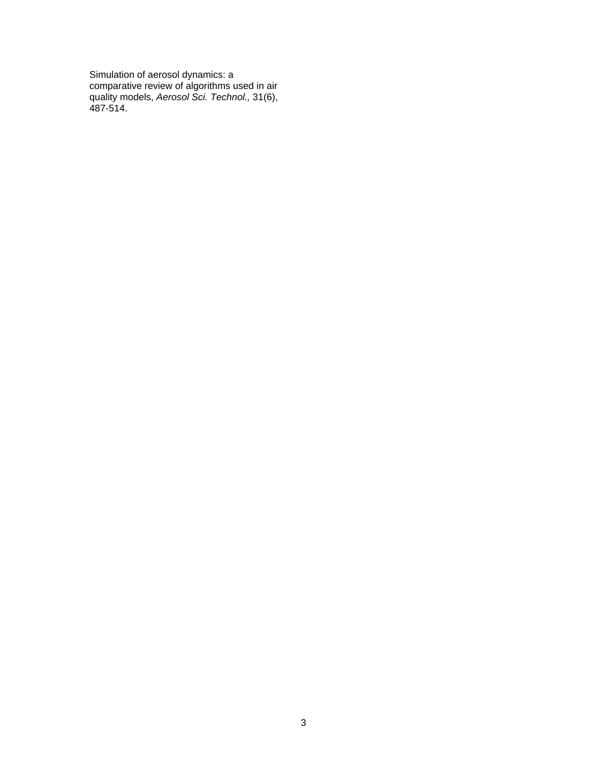Simulation of aerosol dynamics: a comparative review of algorithms used in air quality models, *Aerosol Sci. Technol.,* 31(6), 487-514.